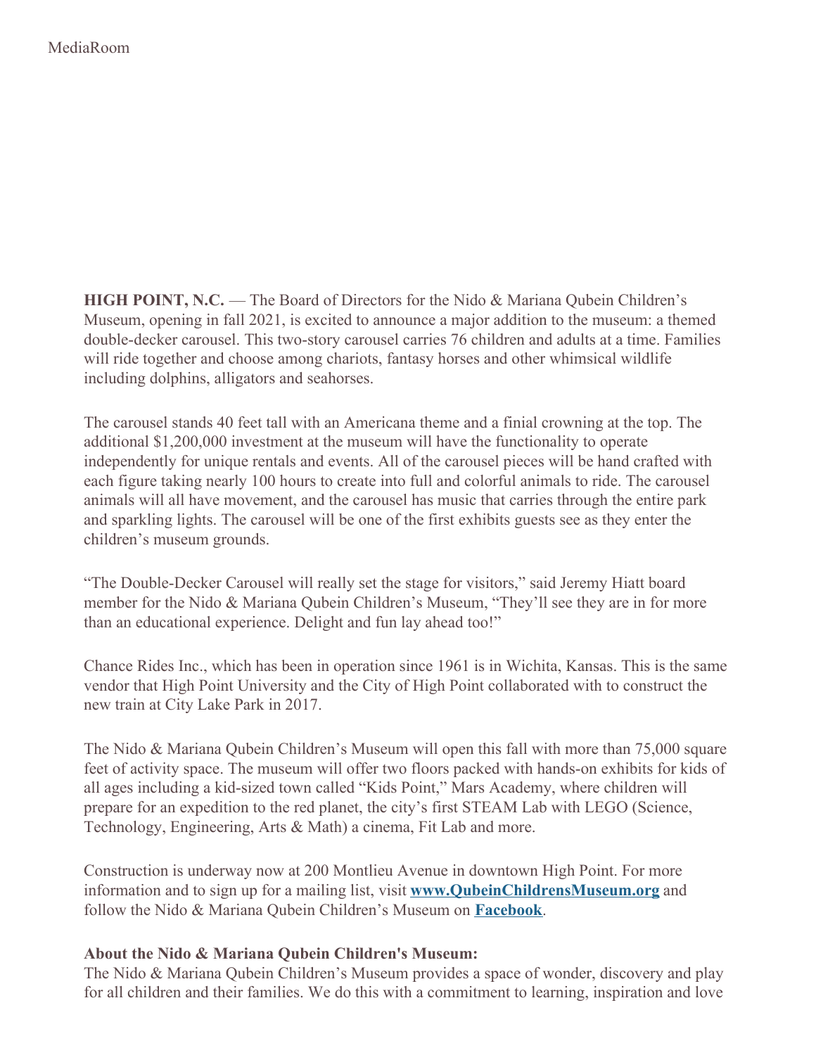MediaRoom

**HIGH POINT, N.C.** — The Board of Directors for the Nido & Mariana Qubein Children's Museum, opening in fall 2021, is excited to announce a major addition to the museum: a themed double-decker carousel. This two-story carousel carries 76 children and adults at a time. Families will ride together and choose among chariots, fantasy horses and other whimsical wildlife including dolphins, alligators and seahorses.

The carousel stands 40 feet tall with an Americana theme and a finial crowning at the top. The additional $1,200,000 investment at the museum will have the functionality to operate independently for unique rentals and events. All of the carousel pieces will be hand crafted with each figure taking nearly 100 hours to create into full and colorful animals to ride. The carousel animals will all have movement, and the carousel has music that carries through the entire park and sparkling lights. The carousel will be one of the first exhibits guests see as they enter the children's museum grounds.

"The Double-Decker Carousel will really set the stage for visitors," said Jeremy Hiatt board member for the Nido & Mariana Qubein Children's Museum, "They'll see they are in for more than an educational experience. Delight and fun lay ahead too!"

Chance Rides Inc., which has been in operation since 1961 is in Wichita, Kansas. This is the same vendor that High Point University and the City of High Point collaborated with to construct the new train at City Lake Park in 2017.

The Nido & Mariana Qubein Children's Museum will open this fall with more than 75,000 square feet of activity space. The museum will offer two floors packed with hands-on exhibits for kids of all ages including a kid-sized town called "Kids Point," Mars Academy, where children will prepare for an expedition to the red planet, the city's first STEAM Lab with LEGO (Science, Technology, Engineering, Arts & Math) a cinema, Fit Lab and more.

Construction is underway now at 200 Montlieu Avenue in downtown High Point. For more information and to sign up for a mailing list, visit **www.QubeinChildrensMuseum.org** and follow the Nido & Mariana Qubein Children's Museum on **Facebook**.

**About the Nido & Mariana Qubein Children's Museum:**

The Nido & Mariana Qubein Children's Museum provides a space of wonder, discovery and play for all children and their families. We do this with a commitment to learning, inspiration and love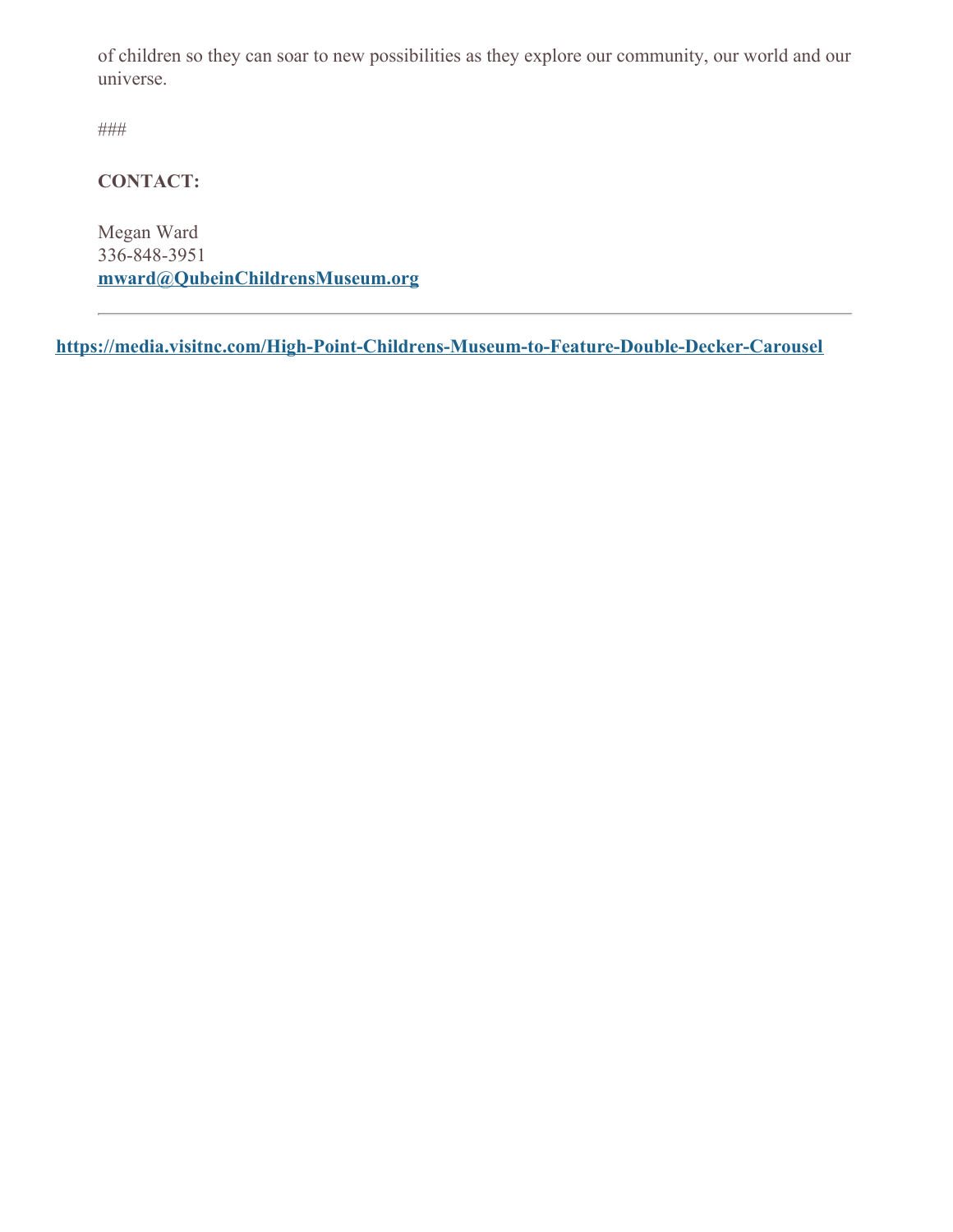of children so they can soar to new possibilities as they explore our community, our world and our universe.

###

**CONTACT:**

Megan Ward
336-848-3951
**mward@QubeinChildrensMuseum.org**

---

**https://media.visitnc.com/High-Point-Childrens-Museum-to-Feature-Double-Decker-Carousel**